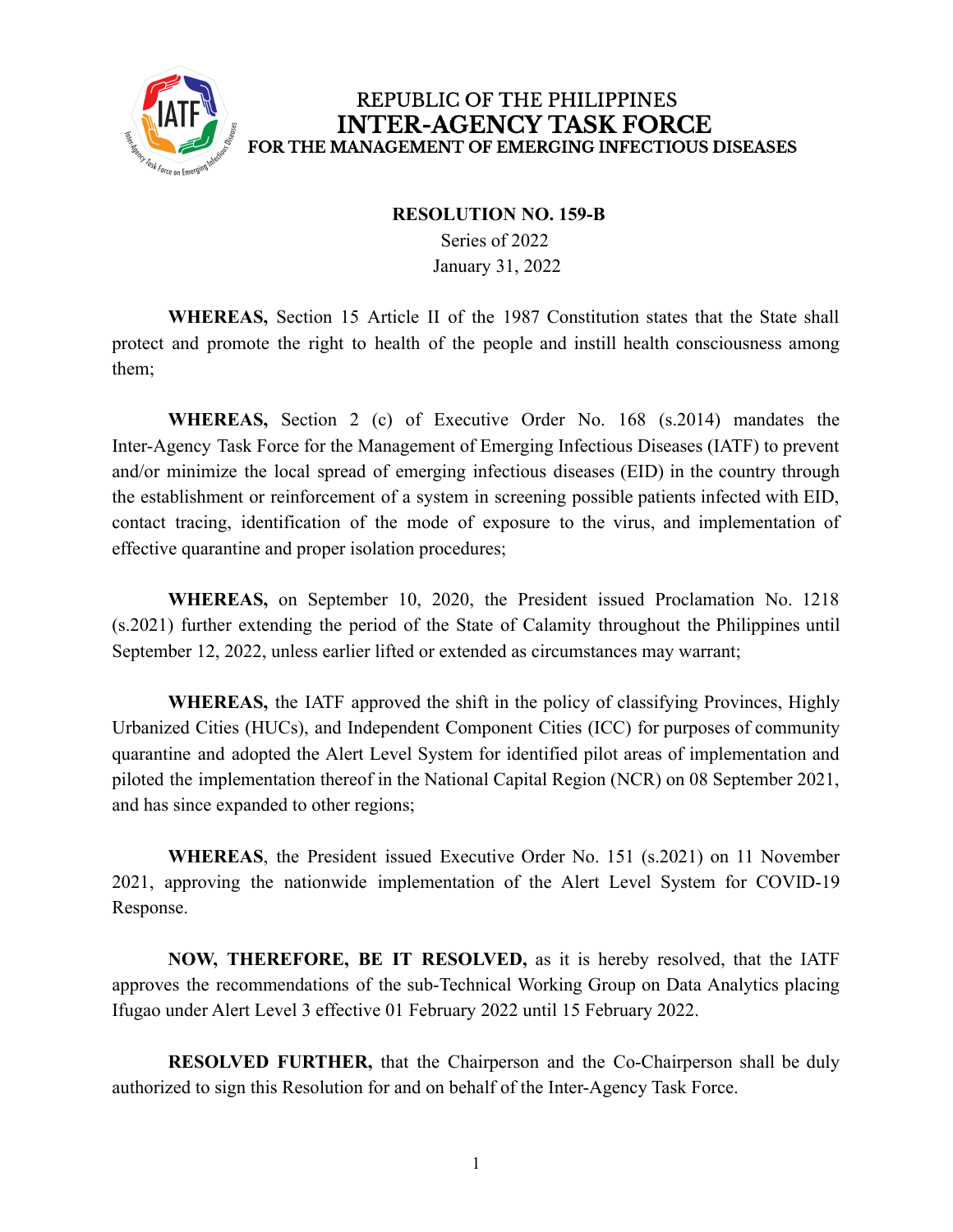REPUBLIC OF THE PHILIPPINES

# INTER-AGENCY TASK FORCE

## FOR THE MANAGEMENT OF EMERGING INFECTIOUS DISEASES

**RESOLUTION NO. 159-B**

Series of 2022

January 31, 2022

**WHEREAS,** Section 15 Article II of the 1987 Constitution states that the State shall protect and promote the right to health of the people and instill health consciousness among them;

**WHEREAS,** Section 2 (c) of Executive Order No. 168 (s.2014) mandates the Inter-Agency Task Force for the Management of Emerging Infectious Diseases (IATF) to prevent and/or minimize the local spread of emerging infectious diseases (EID) in the country through the establishment or reinforcement of a system in screening possible patients infected with EID, contact tracing, identification of the mode of exposure to the virus, and implementation of effective quarantine and proper isolation procedures;

**WHEREAS,** on September 10, 2020, the President issued Proclamation No. 1218 (s.2021) further extending the period of the State of Calamity throughout the Philippines until September 12, 2022, unless earlier lifted or extended as circumstances may warrant;

**WHEREAS,** the IATF approved the shift in the policy of classifying Provinces, Highly Urbanized Cities (HUCs), and Independent Component Cities (ICC) for purposes of community quarantine and adopted the Alert Level System for identified pilot areas of implementation and piloted the implementation thereof in the National Capital Region (NCR) on 08 September 2021, and has since expanded to other regions;

**WHEREAS**, the President issued Executive Order No. 151 (s.2021) on 11 November 2021, approving the nationwide implementation of the Alert Level System for COVID-19 Response.

**NOW, THEREFORE, BE IT RESOLVED,** as it is hereby resolved, that the IATF approves the recommendations of the sub-Technical Working Group on Data Analytics placing Ifugao under Alert Level 3 effective 01 February 2022 until 15 February 2022.

**RESOLVED FURTHER,** that the Chairperson and the Co-Chairperson shall be duly authorized to sign this Resolution for and on behalf of the Inter-Agency Task Force.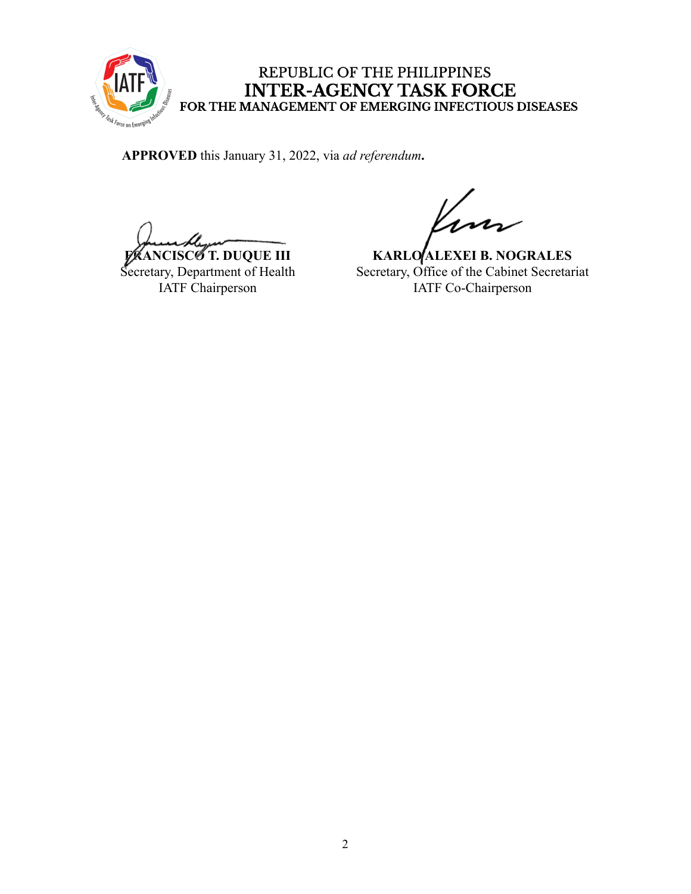REPUBLIC OF THE PHILIPPINES
**INTER-AGENCY TASK FORCE**
**FOR THE MANAGEMENT OF EMERGING INFECTIOUS DISEASES**

**APPROVED** this January 31, 2022, via *ad referendum***.**

**FRANCISCO T. DUQUE III**
Secretary, Department of Health
IATF Chairperson

**KARLO ALEXEI B. NOGRALES**
Secretary, Office of the Cabinet Secretariat
IATF Co-Chairperson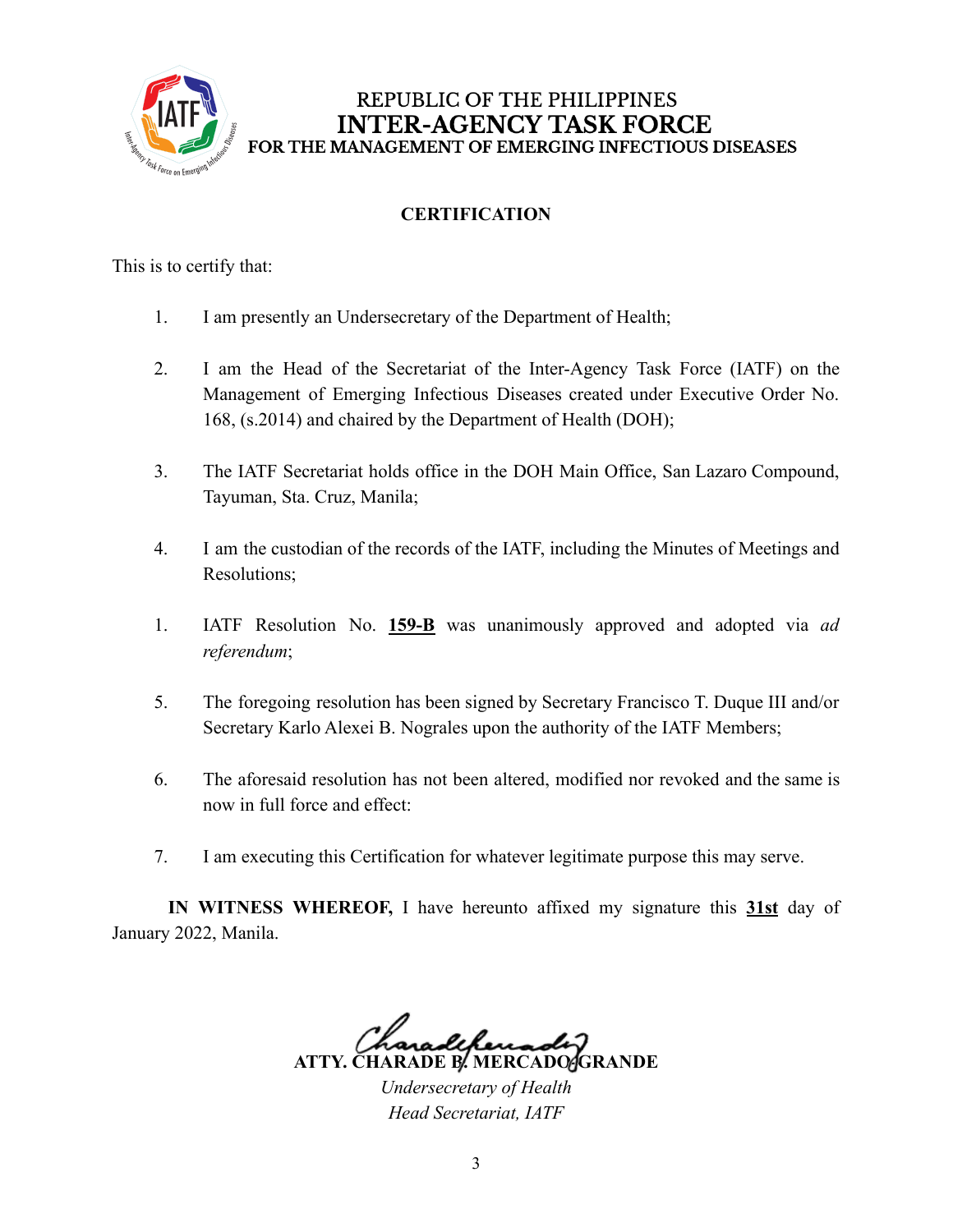REPUBLIC OF THE PHILIPPINES
**INTER-AGENCY TASK FORCE**
**FOR THE MANAGEMENT OF EMERGING INFECTIOUS DISEASES**

## CERTIFICATION

This is to certify that:

1. I am presently an Undersecretary of the Department of Health;

2. I am the Head of the Secretariat of the Inter-Agency Task Force (IATF) on the Management of Emerging Infectious Diseases created under Executive Order No. 168, (s.2014) and chaired by the Department of Health (DOH);

3. The IATF Secretariat holds office in the DOH Main Office, San Lazaro Compound, Tayuman, Sta. Cruz, Manila;

4. I am the custodian of the records of the IATF, including the Minutes of Meetings and Resolutions;

1. IATF Resolution No. **159-B** was unanimously approved and adopted via *ad referendum*;

5. The foregoing resolution has been signed by Secretary Francisco T. Duque III and/or Secretary Karlo Alexei B. Nograles upon the authority of the IATF Members;

6. The aforesaid resolution has not been altered, modified nor revoked and the same is now in full force and effect:

7. I am executing this Certification for whatever legitimate purpose this may serve.

**IN WITNESS WHEREOF,** I have hereunto affixed my signature this **31st** day of January 2022, Manila.

**ATTY. CHARADE B. MERCADO-GRANDE**
*Undersecretary of Health*
*Head Secretariat, IATF*